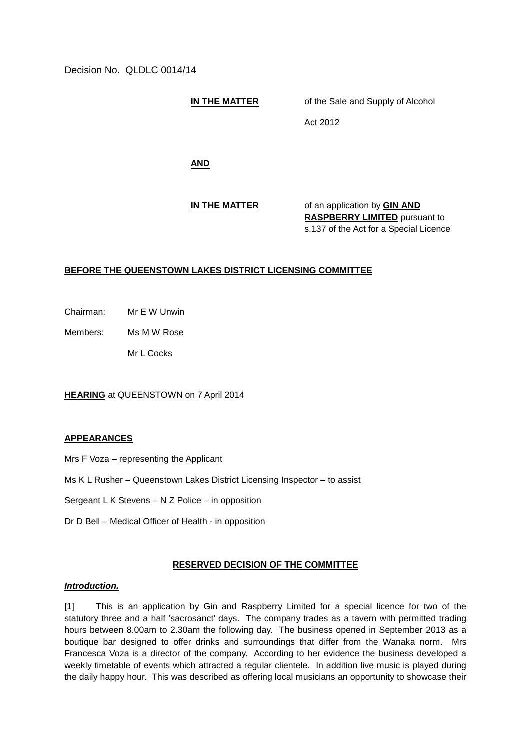Decision No. QLDLC 0014/14

**IN THE MATTER** of the Sale and Supply of Alcohol Act 2012

**AND**

**IN THE MATTER** of an application by **GIN AND RASPBERRY LIMITED** pursuant to s.137 of the Act for a Special Licence

**BEFORE THE QUEENSTOWN LAKES DISTRICT LICENSING COMMITTEE**

Chairman: Mr E W Unwin

Members: Ms M W Rose

Mr L Cocks

**HEARING** at QUEENSTOWN on 7 April 2014

**APPEARANCES**

Mrs F Voza – representing the Applicant

Ms K L Rusher – Queenstown Lakes District Licensing Inspector – to assist

Sergeant L K Stevens – N Z Police – in opposition

Dr D Bell – Medical Officer of Health - in opposition

**RESERVED DECISION OF THE COMMITTEE**

***Introduction.***

[1] This is an application by Gin and Raspberry Limited for a special licence for two of the statutory three and a half 'sacrosanct' days. The company trades as a tavern with permitted trading hours between 8.00am to 2.30am the following day. The business opened in September 2013 as a boutique bar designed to offer drinks and surroundings that differ from the Wanaka norm. Mrs Francesca Voza is a director of the company. According to her evidence the business developed a weekly timetable of events which attracted a regular clientele. In addition live music is played during the daily happy hour. This was described as offering local musicians an opportunity to showcase their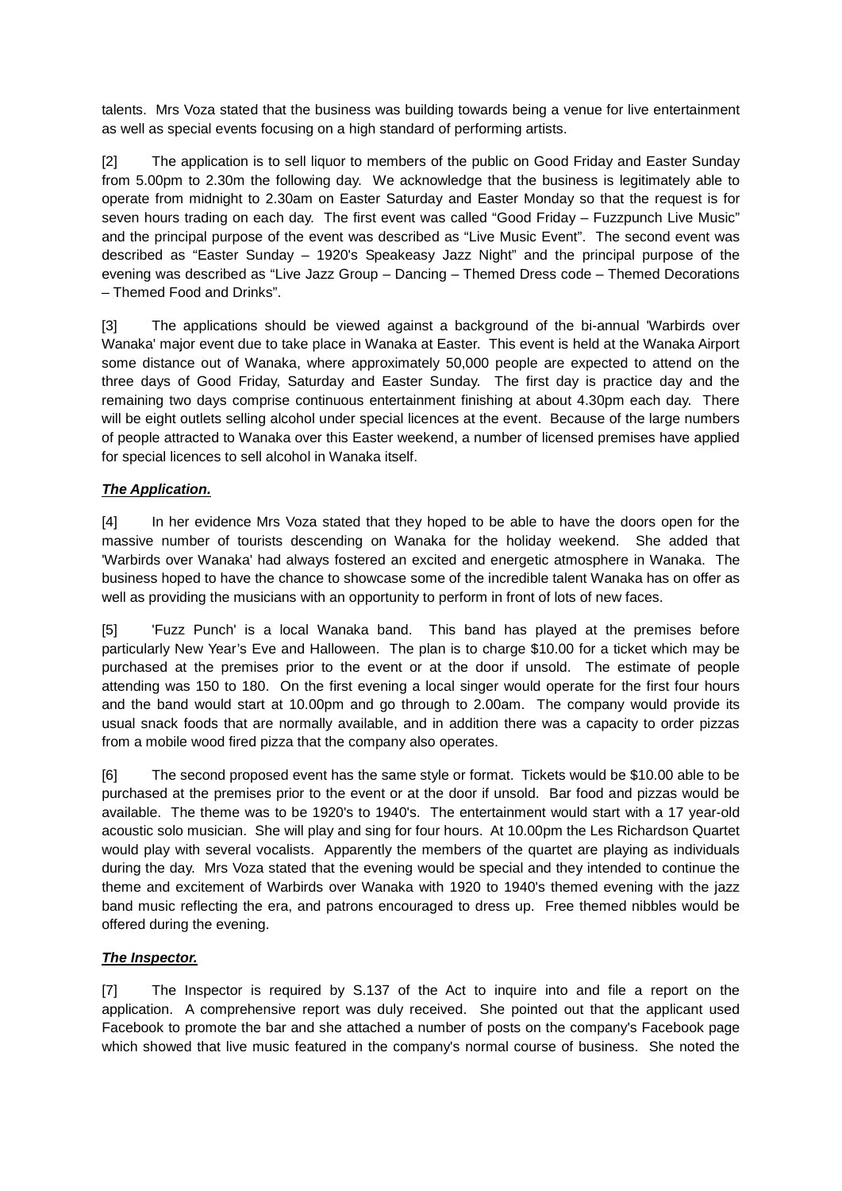talents. Mrs Voza stated that the business was building towards being a venue for live entertainment as well as special events focusing on a high standard of performing artists.

[2] The application is to sell liquor to members of the public on Good Friday and Easter Sunday from 5.00pm to 2.30m the following day. We acknowledge that the business is legitimately able to operate from midnight to 2.30am on Easter Saturday and Easter Monday so that the request is for seven hours trading on each day. The first event was called "Good Friday – Fuzzpunch Live Music" and the principal purpose of the event was described as "Live Music Event". The second event was described as "Easter Sunday – 1920's Speakeasy Jazz Night" and the principal purpose of the evening was described as "Live Jazz Group – Dancing – Themed Dress code – Themed Decorations – Themed Food and Drinks".

[3] The applications should be viewed against a background of the bi-annual 'Warbirds over Wanaka' major event due to take place in Wanaka at Easter. This event is held at the Wanaka Airport some distance out of Wanaka, where approximately 50,000 people are expected to attend on the three days of Good Friday, Saturday and Easter Sunday. The first day is practice day and the remaining two days comprise continuous entertainment finishing at about 4.30pm each day. There will be eight outlets selling alcohol under special licences at the event. Because of the large numbers of people attracted to Wanaka over this Easter weekend, a number of licensed premises have applied for special licences to sell alcohol in Wanaka itself.

***The Application.***

[4] In her evidence Mrs Voza stated that they hoped to be able to have the doors open for the massive number of tourists descending on Wanaka for the holiday weekend. She added that 'Warbirds over Wanaka' had always fostered an excited and energetic atmosphere in Wanaka. The business hoped to have the chance to showcase some of the incredible talent Wanaka has on offer as well as providing the musicians with an opportunity to perform in front of lots of new faces.

[5] 'Fuzz Punch' is a local Wanaka band. This band has played at the premises before particularly New Year's Eve and Halloween. The plan is to charge $10.00 for a ticket which may be purchased at the premises prior to the event or at the door if unsold. The estimate of people attending was 150 to 180. On the first evening a local singer would operate for the first four hours and the band would start at 10.00pm and go through to 2.00am. The company would provide its usual snack foods that are normally available, and in addition there was a capacity to order pizzas from a mobile wood fired pizza that the company also operates.

[6] The second proposed event has the same style or format. Tickets would be $10.00 able to be purchased at the premises prior to the event or at the door if unsold. Bar food and pizzas would be available. The theme was to be 1920's to 1940's. The entertainment would start with a 17 year-old acoustic solo musician. She will play and sing for four hours. At 10.00pm the Les Richardson Quartet would play with several vocalists. Apparently the members of the quartet are playing as individuals during the day. Mrs Voza stated that the evening would be special and they intended to continue the theme and excitement of Warbirds over Wanaka with 1920 to 1940's themed evening with the jazz band music reflecting the era, and patrons encouraged to dress up. Free themed nibbles would be offered during the evening.

***The Inspector.***

[7] The Inspector is required by S.137 of the Act to inquire into and file a report on the application. A comprehensive report was duly received. She pointed out that the applicant used Facebook to promote the bar and she attached a number of posts on the company's Facebook page which showed that live music featured in the company's normal course of business. She noted the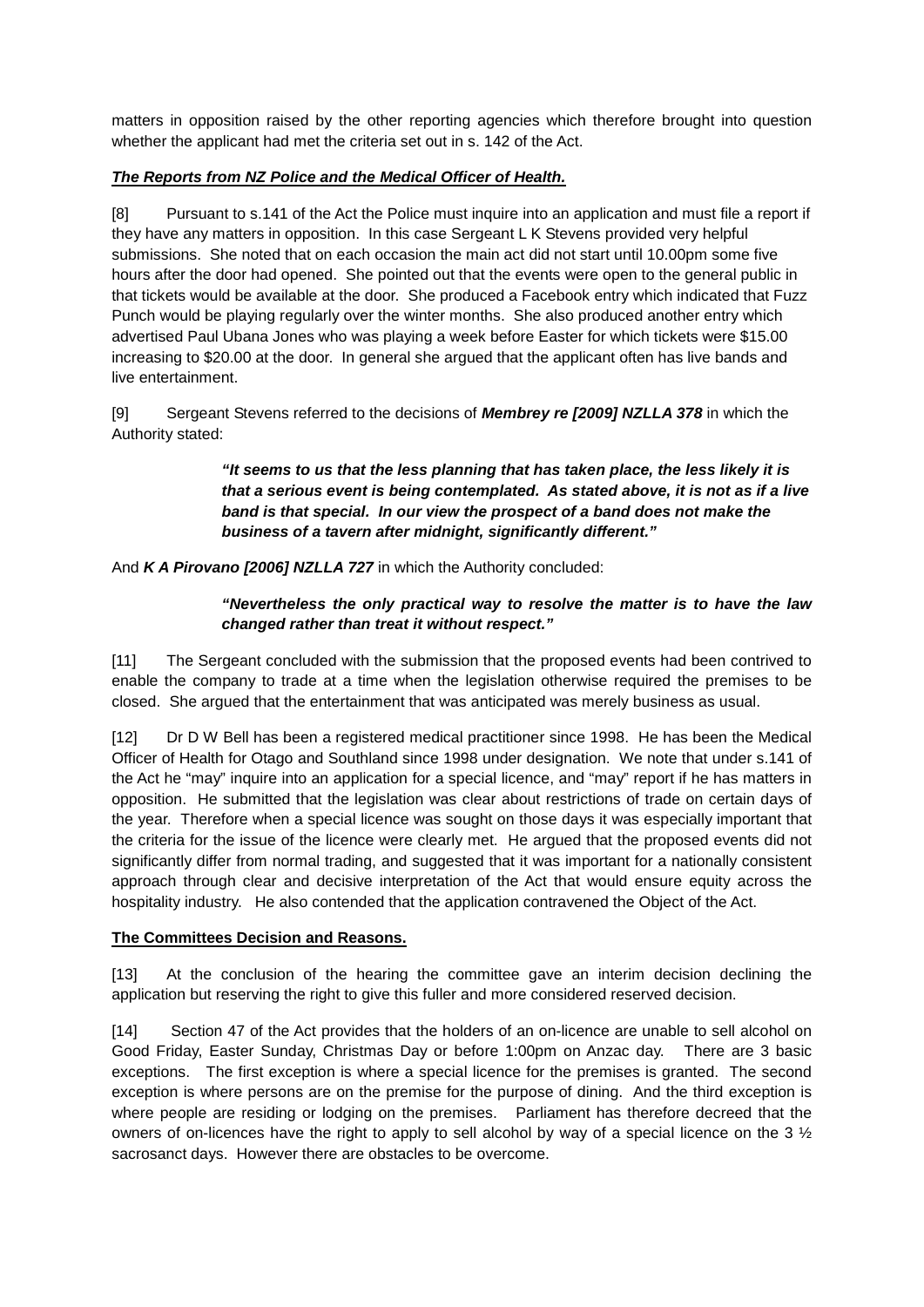matters in opposition raised by the other reporting agencies which therefore brought into question whether the applicant had met the criteria set out in s. 142 of the Act.

***The Reports from NZ Police and the Medical Officer of Health.***

[8] Pursuant to s.141 of the Act the Police must inquire into an application and must file a report if they have any matters in opposition. In this case Sergeant L K Stevens provided very helpful submissions. She noted that on each occasion the main act did not start until 10.00pm some five hours after the door had opened. She pointed out that the events were open to the general public in that tickets would be available at the door. She produced a Facebook entry which indicated that Fuzz Punch would be playing regularly over the winter months. She also produced another entry which advertised Paul Ubana Jones who was playing a week before Easter for which tickets were $15.00 increasing to $20.00 at the door. In general she argued that the applicant often has live bands and live entertainment.

[9] Sergeant Stevens referred to the decisions of ***Membrey re [2009] NZLLA 378*** in which the Authority stated:

> ***"It seems to us that the less planning that has taken place, the less likely it is that a serious event is being contemplated. As stated above, it is not as if a live band is that special. In our view the prospect of a band does not make the business of a tavern after midnight, significantly different."***

And ***K A Pirovano [2006] NZLLA 727*** in which the Authority concluded:

> ***"Nevertheless the only practical way to resolve the matter is to have the law changed rather than treat it without respect."***

[11] The Sergeant concluded with the submission that the proposed events had been contrived to enable the company to trade at a time when the legislation otherwise required the premises to be closed. She argued that the entertainment that was anticipated was merely business as usual.

[12] Dr D W Bell has been a registered medical practitioner since 1998. He has been the Medical Officer of Health for Otago and Southland since 1998 under designation. We note that under s.141 of the Act he "may" inquire into an application for a special licence, and "may" report if he has matters in opposition. He submitted that the legislation was clear about restrictions of trade on certain days of the year. Therefore when a special licence was sought on those days it was especially important that the criteria for the issue of the licence were clearly met. He argued that the proposed events did not significantly differ from normal trading, and suggested that it was important for a nationally consistent approach through clear and decisive interpretation of the Act that would ensure equity across the hospitality industry. He also contended that the application contravened the Object of the Act.

**The Committees Decision and Reasons.**

[13] At the conclusion of the hearing the committee gave an interim decision declining the application but reserving the right to give this fuller and more considered reserved decision.

[14] Section 47 of the Act provides that the holders of an on-licence are unable to sell alcohol on Good Friday, Easter Sunday, Christmas Day or before 1:00pm on Anzac day. There are 3 basic exceptions. The first exception is where a special licence for the premises is granted. The second exception is where persons are on the premise for the purpose of dining. And the third exception is where people are residing or lodging on the premises. Parliament has therefore decreed that the owners of on-licences have the right to apply to sell alcohol by way of a special licence on the 3 ½ sacrosanct days. However there are obstacles to be overcome.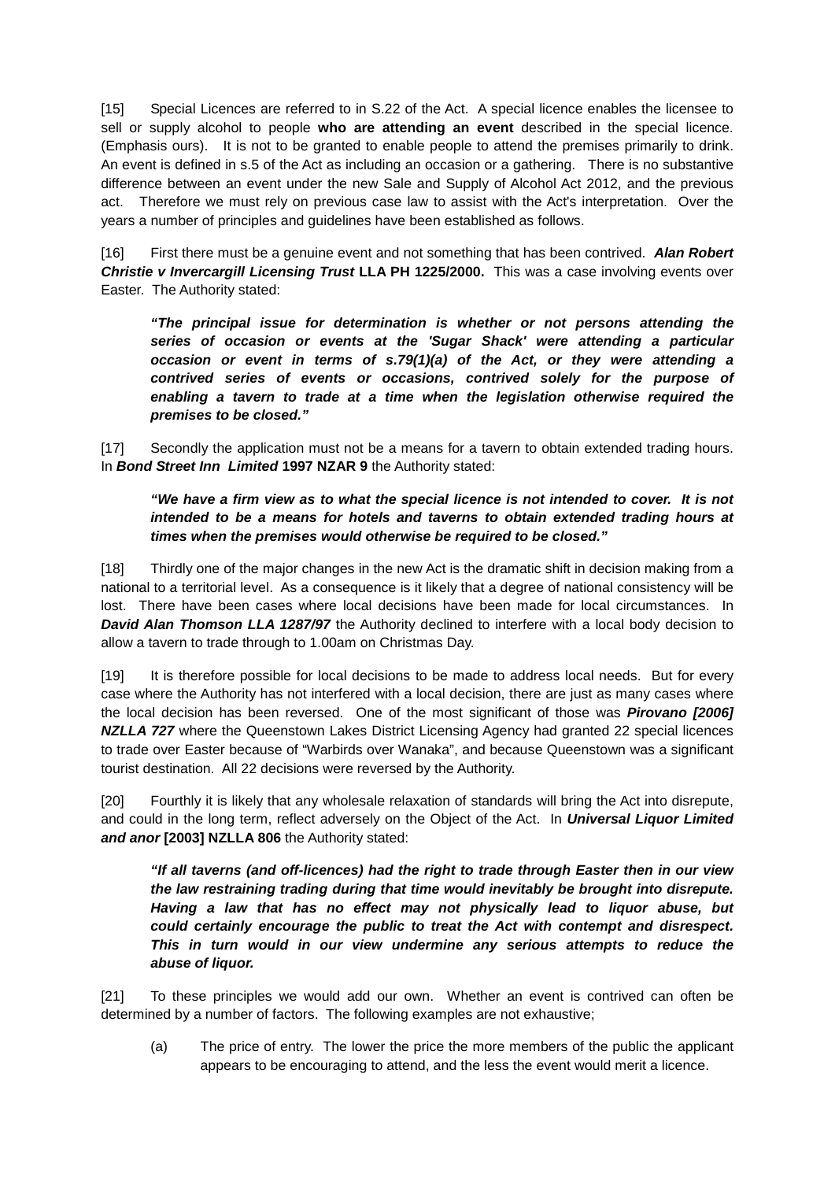[15] Special Licences are referred to in S.22 of the Act. A special licence enables the licensee to sell or supply alcohol to people **who are attending an event** described in the special licence. (Emphasis ours). It is not to be granted to enable people to attend the premises primarily to drink. An event is defined in s.5 of the Act as including an occasion or a gathering. There is no substantive difference between an event under the new Sale and Supply of Alcohol Act 2012, and the previous act. Therefore we must rely on previous case law to assist with the Act's interpretation. Over the years a number of principles and guidelines have been established as follows.

[16] First there must be a genuine event and not something that has been contrived. ***Alan Robert Christie v Invercargill Licensing Trust*** **LLA PH 1225/2000.** This was a case involving events over Easter. The Authority stated:

> ***"The principal issue for determination is whether or not persons attending the series of occasion or events at the 'Sugar Shack' were attending a particular occasion or event in terms of s.79(1)(a) of the Act, or they were attending a contrived series of events or occasions, contrived solely for the purpose of enabling a tavern to trade at a time when the legislation otherwise required the premises to be closed."***

[17] Secondly the application must not be a means for a tavern to obtain extended trading hours. In ***Bond Street Inn Limited*** **1997 NZAR 9** the Authority stated:

> ***"We have a firm view as to what the special licence is not intended to cover. It is not intended to be a means for hotels and taverns to obtain extended trading hours at times when the premises would otherwise be required to be closed."***

[18] Thirdly one of the major changes in the new Act is the dramatic shift in decision making from a national to a territorial level. As a consequence is it likely that a degree of national consistency will be lost. There have been cases where local decisions have been made for local circumstances. In ***David Alan Thomson LLA 1287/97*** the Authority declined to interfere with a local body decision to allow a tavern to trade through to 1.00am on Christmas Day.

[19] It is therefore possible for local decisions to be made to address local needs. But for every case where the Authority has not interfered with a local decision, there are just as many cases where the local decision has been reversed. One of the most significant of those was ***Pirovano [2006] NZLLA 727*** where the Queenstown Lakes District Licensing Agency had granted 22 special licences to trade over Easter because of "Warbirds over Wanaka", and because Queenstown was a significant tourist destination. All 22 decisions were reversed by the Authority.

[20] Fourthly it is likely that any wholesale relaxation of standards will bring the Act into disrepute, and could in the long term, reflect adversely on the Object of the Act. In ***Universal Liquor Limited and anor*** **[2003] NZLLA 806** the Authority stated:

> ***"If all taverns (and off-licences) had the right to trade through Easter then in our view the law restraining trading during that time would inevitably be brought into disrepute. Having a law that has no effect may not physically lead to liquor abuse, but could certainly encourage the public to treat the Act with contempt and disrespect. This in turn would in our view undermine any serious attempts to reduce the abuse of liquor.***

[21] To these principles we would add our own. Whether an event is contrived can often be determined by a number of factors. The following examples are not exhaustive;

(a) The price of entry. The lower the price the more members of the public the applicant appears to be encouraging to attend, and the less the event would merit a licence.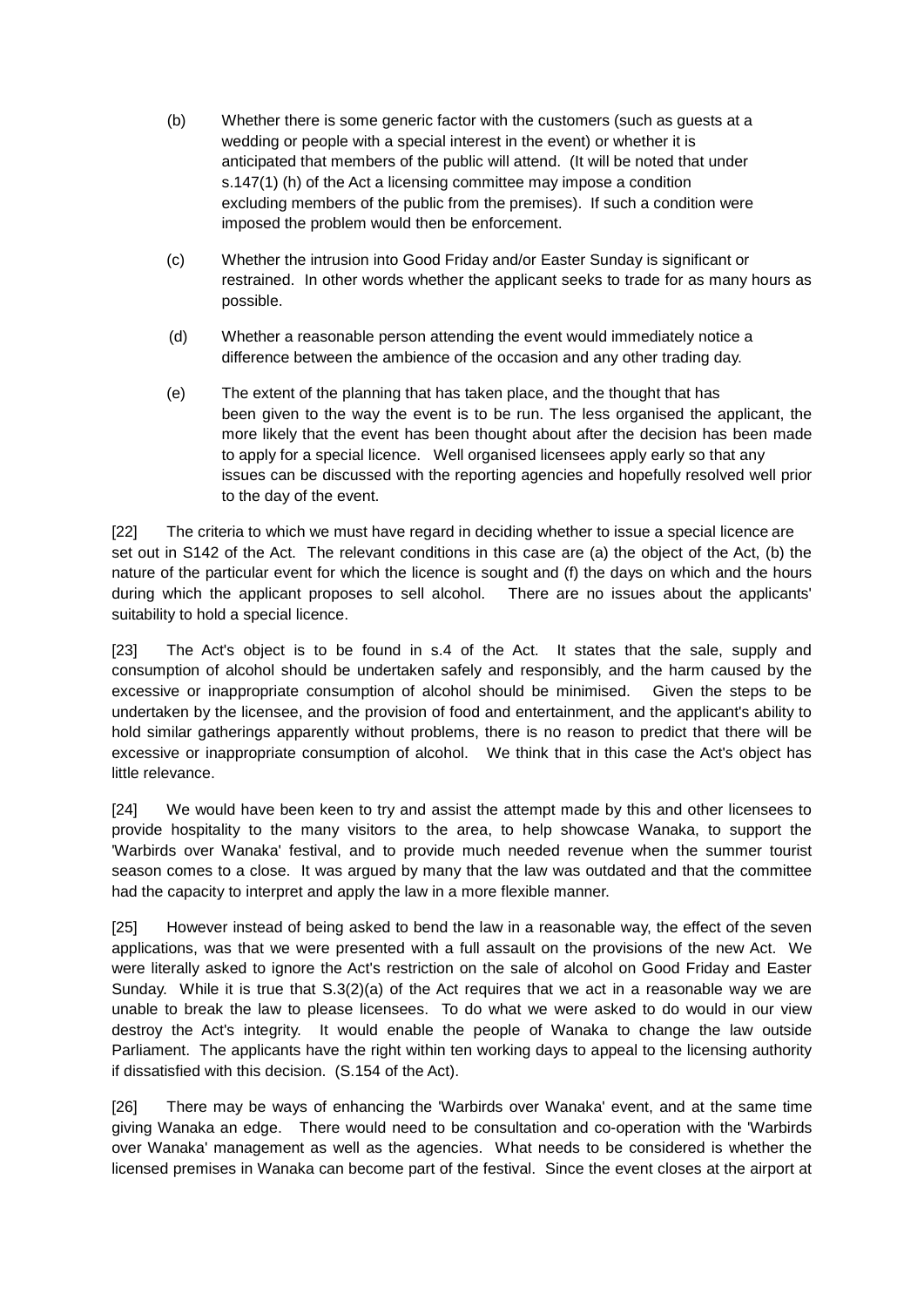(b) Whether there is some generic factor with the customers (such as guests at a wedding or people with a special interest in the event) or whether it is anticipated that members of the public will attend. (It will be noted that under s.147(1) (h) of the Act a licensing committee may impose a condition excluding members of the public from the premises). If such a condition were imposed the problem would then be enforcement.

(c) Whether the intrusion into Good Friday and/or Easter Sunday is significant or restrained. In other words whether the applicant seeks to trade for as many hours as possible.

(d) Whether a reasonable person attending the event would immediately notice a difference between the ambience of the occasion and any other trading day.

(e) The extent of the planning that has taken place, and the thought that has been given to the way the event is to be run. The less organised the applicant, the more likely that the event has been thought about after the decision has been made to apply for a special licence. Well organised licensees apply early so that any issues can be discussed with the reporting agencies and hopefully resolved well prior to the day of the event.

[22] The criteria to which we must have regard in deciding whether to issue a special licence are set out in S142 of the Act. The relevant conditions in this case are (a) the object of the Act, (b) the nature of the particular event for which the licence is sought and (f) the days on which and the hours during which the applicant proposes to sell alcohol. There are no issues about the applicants' suitability to hold a special licence.

[23] The Act's object is to be found in s.4 of the Act. It states that the sale, supply and consumption of alcohol should be undertaken safely and responsibly, and the harm caused by the excessive or inappropriate consumption of alcohol should be minimised. Given the steps to be undertaken by the licensee, and the provision of food and entertainment, and the applicant's ability to hold similar gatherings apparently without problems, there is no reason to predict that there will be excessive or inappropriate consumption of alcohol. We think that in this case the Act's object has little relevance.

[24] We would have been keen to try and assist the attempt made by this and other licensees to provide hospitality to the many visitors to the area, to help showcase Wanaka, to support the 'Warbirds over Wanaka' festival, and to provide much needed revenue when the summer tourist season comes to a close. It was argued by many that the law was outdated and that the committee had the capacity to interpret and apply the law in a more flexible manner.

[25] However instead of being asked to bend the law in a reasonable way, the effect of the seven applications, was that we were presented with a full assault on the provisions of the new Act. We were literally asked to ignore the Act's restriction on the sale of alcohol on Good Friday and Easter Sunday. While it is true that S.3(2)(a) of the Act requires that we act in a reasonable way we are unable to break the law to please licensees. To do what we were asked to do would in our view destroy the Act's integrity. It would enable the people of Wanaka to change the law outside Parliament. The applicants have the right within ten working days to appeal to the licensing authority if dissatisfied with this decision. (S.154 of the Act).

[26] There may be ways of enhancing the 'Warbirds over Wanaka' event, and at the same time giving Wanaka an edge. There would need to be consultation and co-operation with the 'Warbirds over Wanaka' management as well as the agencies. What needs to be considered is whether the licensed premises in Wanaka can become part of the festival. Since the event closes at the airport at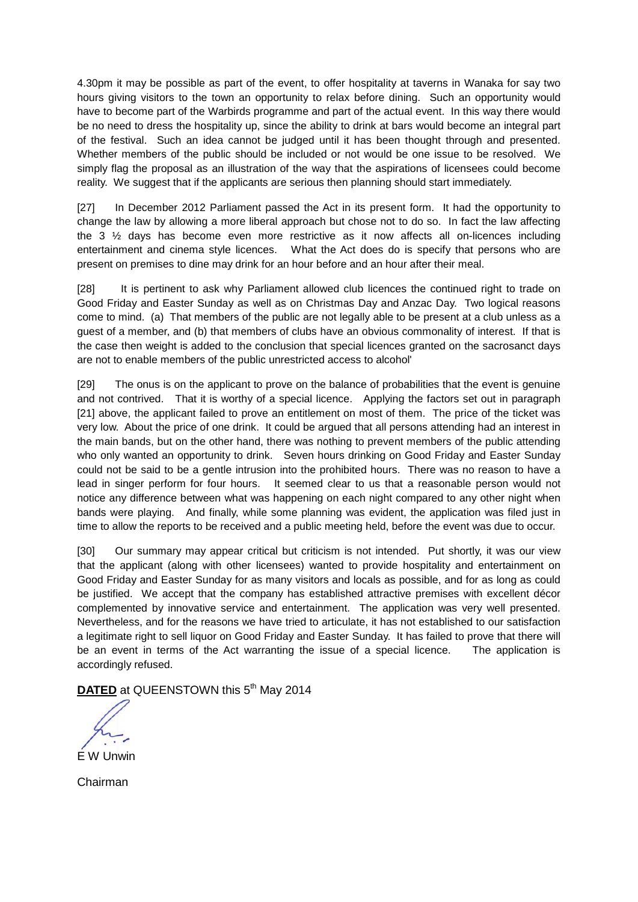4.30pm it may be possible as part of the event, to offer hospitality at taverns in Wanaka for say two hours giving visitors to the town an opportunity to relax before dining. Such an opportunity would have to become part of the Warbirds programme and part of the actual event. In this way there would be no need to dress the hospitality up, since the ability to drink at bars would become an integral part of the festival. Such an idea cannot be judged until it has been thought through and presented. Whether members of the public should be included or not would be one issue to be resolved. We simply flag the proposal as an illustration of the way that the aspirations of licensees could become reality. We suggest that if the applicants are serious then planning should start immediately.

[27] In December 2012 Parliament passed the Act in its present form. It had the opportunity to change the law by allowing a more liberal approach but chose not to do so. In fact the law affecting the 3 ½ days has become even more restrictive as it now affects all on-licences including entertainment and cinema style licences. What the Act does do is specify that persons who are present on premises to dine may drink for an hour before and an hour after their meal.

[28] It is pertinent to ask why Parliament allowed club licences the continued right to trade on Good Friday and Easter Sunday as well as on Christmas Day and Anzac Day. Two logical reasons come to mind. (a) That members of the public are not legally able to be present at a club unless as a guest of a member, and (b) that members of clubs have an obvious commonality of interest. If that is the case then weight is added to the conclusion that special licences granted on the sacrosanct days are not to enable members of the public unrestricted access to alcohol'

[29] The onus is on the applicant to prove on the balance of probabilities that the event is genuine and not contrived. That it is worthy of a special licence. Applying the factors set out in paragraph [21] above, the applicant failed to prove an entitlement on most of them. The price of the ticket was very low. About the price of one drink. It could be argued that all persons attending had an interest in the main bands, but on the other hand, there was nothing to prevent members of the public attending who only wanted an opportunity to drink. Seven hours drinking on Good Friday and Easter Sunday could not be said to be a gentle intrusion into the prohibited hours. There was no reason to have a lead in singer perform for four hours. It seemed clear to us that a reasonable person would not notice any difference between what was happening on each night compared to any other night when bands were playing. And finally, while some planning was evident, the application was filed just in time to allow the reports to be received and a public meeting held, before the event was due to occur.

[30] Our summary may appear critical but criticism is not intended. Put shortly, it was our view that the applicant (along with other licensees) wanted to provide hospitality and entertainment on Good Friday and Easter Sunday for as many visitors and locals as possible, and for as long as could be justified. We accept that the company has established attractive premises with excellent décor complemented by innovative service and entertainment. The application was very well presented. Nevertheless, and for the reasons we have tried to articulate, it has not established to our satisfaction a legitimate right to sell liquor on Good Friday and Easter Sunday. It has failed to prove that there will be an event in terms of the Act warranting the issue of a special licence. The application is accordingly refused.

**DATED** at QUEENSTOWN this 5th May 2014

E W Unwin

Chairman